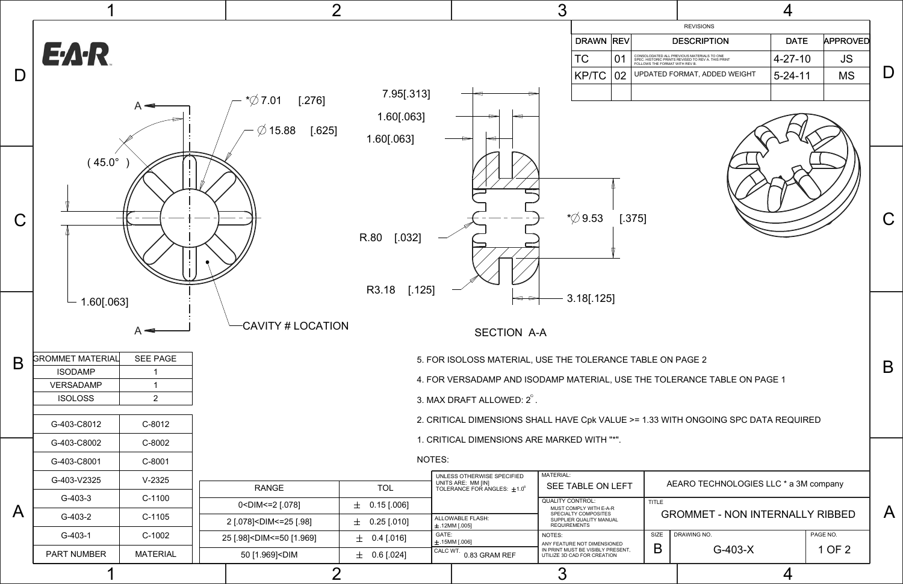E·A·R

## REVISIONS

| DRAWN | REV | DESCRIPTION | DATE | APPROVED |
|---|---|---|---|---|
| TC | 01 | CONSOLIDATED ALL PREVIOUS MATERIALS TO ONE SPEC. HISTORIC PRINTS REVISED TO REV A. THIS PRINT FOLLOWS THE FORMAT WITH REV B. | 4-27-10 | JS |
| KP/TC | 02 | UPDATED FORMAT, ADDED WEIGHT | 5-24-11 | MS |
| | | | | |

A

*∅ 7.01 [.276]

∅ 15.88 [.625]

( 45.0° )

1.60[.063]

A

CAVITY # LOCATION

7.95[.313]

1.60[.063]

1.60[.063]

*∅ 9.53 [.375]

R.80 [.032]

R3.18 [.125]

3.18[.125]

SECTION A-A

| GROMMET MATERIAL | SEE PAGE |
|---|---|
| ISODAMP | 1 |
| VERSADAMP | 1 |
| ISOLOSS | 2 |

| PART NUMBER | MATERIAL |
|---|---|
| G-403-C8012 | C-8012 |
| G-403-C8002 | C-8002 |
| G-403-C8001 | C-8001 |
| G-403-V2325 | V-2325 |
| G-403-3 | C-1100 |
| G-403-2 | C-1105 |
| G-403-1 | C-1002 |

NOTES:

1. CRITICAL DIMENSIONS ARE MARKED WITH "*".
2. CRITICAL DIMENSIONS SHALL HAVE Cpk VALUE >= 1.33 WITH ONGOING SPC DATA REQUIRED
3. MAX DRAFT ALLOWED: 2°.
4. FOR VERSADAMP AND ISODAMP MATERIAL, USE THE TOLERANCE TABLE ON PAGE 1
5. FOR ISOLOSS MATERIAL, USE THE TOLERANCE TABLE ON PAGE 2

| RANGE | TOL |
|---|---|
| 0<DIM<=2 [.078] | ± 0.15 [.006] |
| 2 [.078]<DIM<=25 [.98] | ± 0.25 [.010] |
| 25 [.98]<DIM<=50 [1.969] | ± 0.4 [.016] |
| 50 [1.969]<DIM | ± 0.6 [.024] |

UNLESS OTHERWISE SPECIFIED
UNITS ARE: MM [IN]
TOLERANCE FOR ANGLES: ±1.0°

ALLOWABLE FLASH: ±.12MM [.005]

GATE: ±.15MM [.006]

CALC WT. 0.83 GRAM REF

MATERIAL: SEE TABLE ON LEFT

QUALITY CONTROL: MUST COMPLY WITH E-A-R SPECIALTY COMPOSITES SUPPLIER QUALITY MANUAL REQUIREMENTS

NOTES: ANY FEATURE NOT DIMENSIONED IN PRINT MUST BE VISIBLY PRESENT, UTILIZE 3D CAD FOR CREATION

AEARO TECHNOLOGIES LLC * a 3M company

TITLE: GROMMET - NON INTERNALLY RIBBED

SIZE: B

DRAWING NO.: G-403-X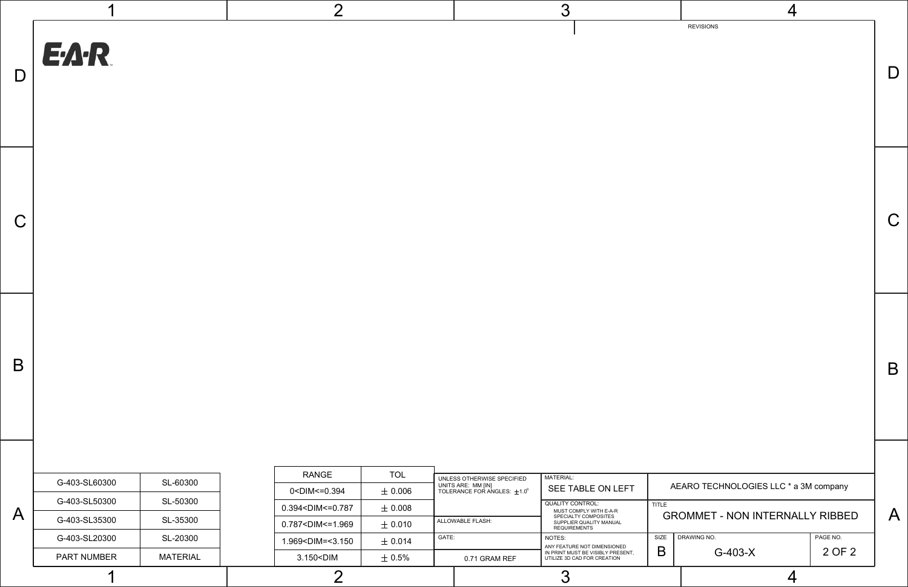E·A·R

REVISIONS

| PART NUMBER | MATERIAL |
|---|---|
| G-403-SL60300 | SL-60300 |
| G-403-SL50300 | SL-50300 |
| G-403-SL35300 | SL-35300 |
| G-403-SL20300 | SL-20300 |

| RANGE | TOL |
|---|---|
| 0<DIM<=0.394 | ± 0.006 |
| 0.394<DIM<=0.787 | ± 0.008 |
| 0.787<DIM<=1.969 | ± 0.010 |
| 1.969<DIM=<3.150 | ± 0.014 |
| 3.150<DIM | ± 0.5% |

UNLESS OTHERWISE SPECIFIED
UNITS ARE: MM [IN]
TOLERANCE FOR ANGLES: ±1.0°

ALLOWABLE FLASH:

GATE:

0.71 GRAM REF

MATERIAL:
SEE TABLE ON LEFT

QUALITY CONTROL:
MUST COMPLY WITH E-A-R SPECIALTY COMPOSITES SUPPLIER QUALITY MANUAL REQUIREMENTS

NOTES:
ANY FEATURE NOT DIMENSIONED IN PRINT MUST BE VISIBLY PRESENT, UTILIZE 3D CAD FOR CREATION

AEARO TECHNOLOGIES LLC * a 3M company

TITLE
GROMMET - NON INTERNALLY RIBBED

SIZE: B

DRAWING NO.: G-403-X

PAGE NO.: 2 OF 2